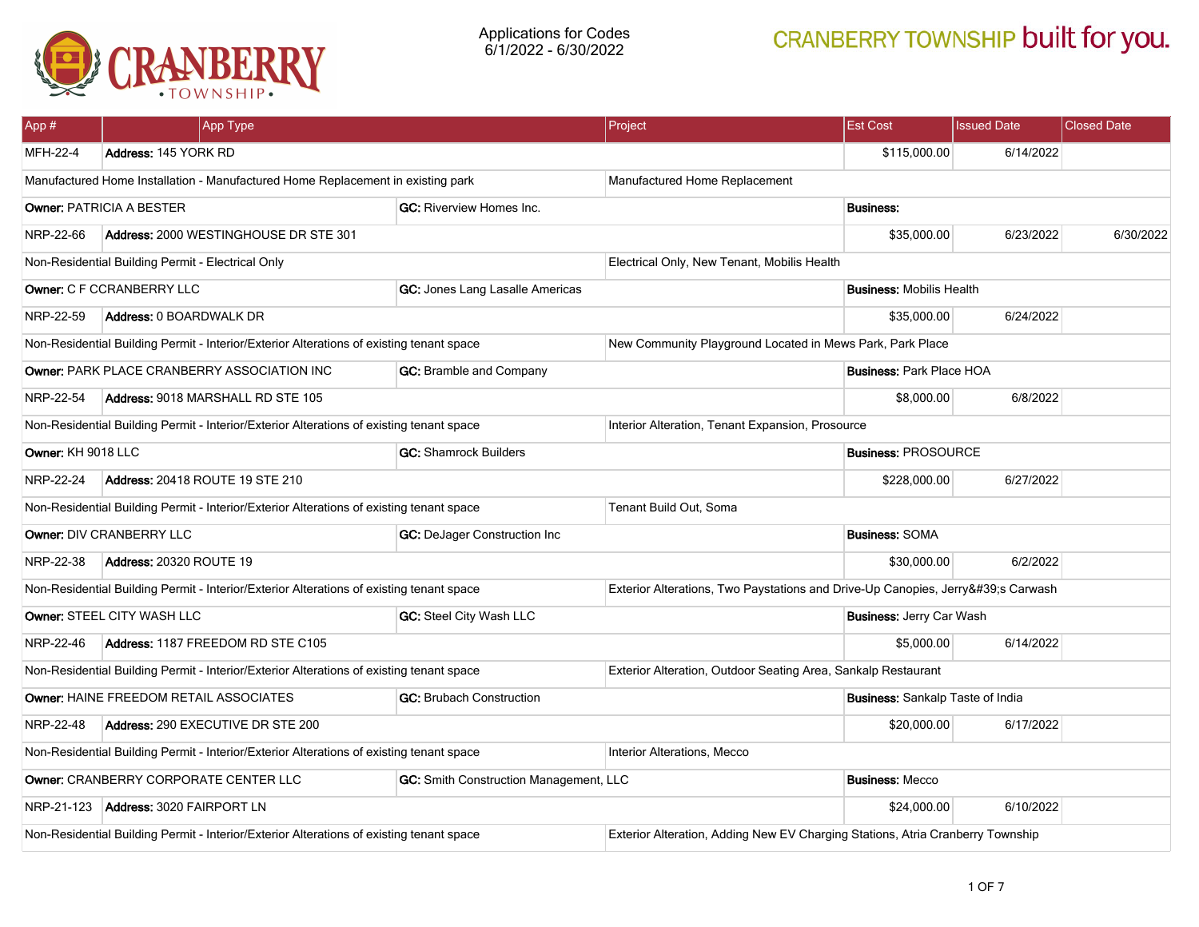# Applications for Codes
6/1/2022 - 6/30/2022

CRANBERRY TOWNSHIP built for you.

| App # | App Type | Project | Est Cost | Issued Date | Closed Date |
|---|---|---|---|---|---|
| MFH-22-4 | **Address:** 145 YORK RD | | $115,000.00 | 6/14/2022 | |
| Manufactured Home Installation - Manufactured Home Replacement in existing park | | Manufactured Home Replacement | | | |
| **Owner:** PATRICIA A BESTER | **GC:** Riverview Homes Inc. | | **Business:** | | |
| NRP-22-66 | **Address:** 2000 WESTINGHOUSE DR STE 301 | | $35,000.00 | 6/23/2022 | 6/30/2022 |
| Non-Residential Building Permit - Electrical Only | | Electrical Only, New Tenant, Mobilis Health | | | |
| **Owner:** C F CCRANBERRY LLC | **GC:** Jones Lang Lasalle Americas | | **Business:** Mobilis Health | | |
| NRP-22-59 | **Address:** 0 BOARDWALK DR | | $35,000.00 | 6/24/2022 | |
| Non-Residential Building Permit - Interior/Exterior Alterations of existing tenant space | | New Community Playground Located in Mews Park, Park Place | | | |
| **Owner:** PARK PLACE CRANBERRY ASSOCIATION INC | **GC:** Bramble and Company | | **Business:** Park Place HOA | | |
| NRP-22-54 | **Address:** 9018 MARSHALL RD STE 105 | | $8,000.00 | 6/8/2022 | |
| Non-Residential Building Permit - Interior/Exterior Alterations of existing tenant space | | Interior Alteration, Tenant Expansion, Prosource | | | |
| **Owner:** KH 9018 LLC | **GC:** Shamrock Builders | | **Business:** PROSOURCE | | |
| NRP-22-24 | **Address:** 20418 ROUTE 19 STE 210 | | $228,000.00 | 6/27/2022 | |
| Non-Residential Building Permit - Interior/Exterior Alterations of existing tenant space | | Tenant Build Out, Soma | | | |
| **Owner:** DIV CRANBERRY LLC | **GC:** DeJager Construction Inc | | **Business:** SOMA | | |
| NRP-22-38 | **Address:** 20320 ROUTE 19 | | $30,000.00 | 6/2/2022 | |
| Non-Residential Building Permit - Interior/Exterior Alterations of existing tenant space | | Exterior Alterations, Two Paystations and Drive-Up Canopies, Jerry&#39;s Carwash | | | |
| **Owner:** STEEL CITY WASH LLC | **GC:** Steel City Wash LLC | | **Business:** Jerry Car Wash | | |
| NRP-22-46 | **Address:** 1187 FREEDOM RD STE C105 | | $5,000.00 | 6/14/2022 | |
| Non-Residential Building Permit - Interior/Exterior Alterations of existing tenant space | | Exterior Alteration, Outdoor Seating Area, Sankalp Restaurant | | | |
| **Owner:** HAINE FREEDOM RETAIL ASSOCIATES | **GC:** Brubach Construction | | **Business:** Sankalp Taste of India | | |
| NRP-22-48 | **Address:** 290 EXECUTIVE DR STE 200 | | $20,000.00 | 6/17/2022 | |
| Non-Residential Building Permit - Interior/Exterior Alterations of existing tenant space | | Interior Alterations, Mecco | | | |
| **Owner:** CRANBERRY CORPORATE CENTER LLC | **GC:** Smith Construction Management, LLC | | **Business:** Mecco | | |
| NRP-21-123 | **Address:** 3020 FAIRPORT LN | | $24,000.00 | 6/10/2022 | |
| Non-Residential Building Permit - Interior/Exterior Alterations of existing tenant space | | Exterior Alteration, Adding New EV Charging Stations, Atria Cranberry Township | | | |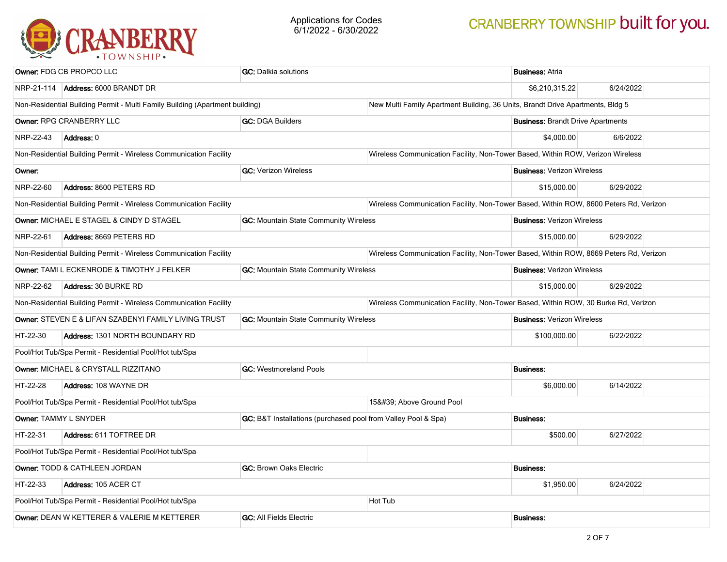# Applications for Codes
6/1/2022 - 6/30/2022

| | | | | | |
|---|---|---|---|---|---|
| **Owner:** FDG CB PROPCO LLC | | **GC:** Dalkia solutions | | **Business:** Atria | |
| NRP-21-114 | **Address:** 6000 BRANDT DR | | | $6,210,315.22 | 6/24/2022 |
| Non-Residential Building Permit - Multi Family Building (Apartment building) | | | New Multi Family Apartment Building, 36 Units, Brandt Drive Apartments, Bldg 5 | | |
| **Owner:** RPG CRANBERRY LLC | | **GC:** DGA Builders | | **Business:** Brandt Drive Apartments | |
| NRP-22-43 | **Address:** 0 | | | $4,000.00 | 6/6/2022 |
| Non-Residential Building Permit - Wireless Communication Facility | | | Wireless Communication Facility, Non-Tower Based, Within ROW, Verizon Wireless | | |
| **Owner:** | | **GC:** Verizon Wireless | | **Business:** Verizon Wireless | |
| NRP-22-60 | **Address:** 8600 PETERS RD | | | $15,000.00 | 6/29/2022 |
| Non-Residential Building Permit - Wireless Communication Facility | | | Wireless Communication Facility, Non-Tower Based, Within ROW, 8600 Peters Rd, Verizon | | |
| **Owner:** MICHAEL E STAGEL & CINDY D STAGEL | | **GC:** Mountain State Community Wireless | | **Business:** Verizon Wireless | |
| NRP-22-61 | **Address:** 8669 PETERS RD | | | $15,000.00 | 6/29/2022 |
| Non-Residential Building Permit - Wireless Communication Facility | | | Wireless Communication Facility, Non-Tower Based, Within ROW, 8669 Peters Rd, Verizon | | |
| **Owner:** TAMI L ECKENRODE & TIMOTHY J FELKER | | **GC:** Mountain State Community Wireless | | **Business:** Verizon Wireless | |
| NRP-22-62 | **Address:** 30 BURKE RD | | | $15,000.00 | 6/29/2022 |
| Non-Residential Building Permit - Wireless Communication Facility | | | Wireless Communication Facility, Non-Tower Based, Within ROW, 30 Burke Rd, Verizon | | |
| **Owner:** STEVEN E & LIFAN SZABENYI FAMILY LIVING TRUST | | **GC:** Mountain State Community Wireless | | **Business:** Verizon Wireless | |
| HT-22-30 | **Address:** 1301 NORTH BOUNDARY RD | | | $100,000.00 | 6/22/2022 |
| Pool/Hot Tub/Spa Permit - Residential Pool/Hot tub/Spa | | | | | |
| **Owner:** MICHAEL & CRYSTALL RIZZITANO | | **GC:** Westmoreland Pools | | **Business:** | |
| HT-22-28 | **Address:** 108 WAYNE DR | | | $6,000.00 | 6/14/2022 |
| Pool/Hot Tub/Spa Permit - Residential Pool/Hot tub/Spa | | | 15&#39; Above Ground Pool | | |
| **Owner:** TAMMY L SNYDER | | **GC:** B&T Installations (purchased pool from Valley Pool & Spa) | | **Business:** | |
| HT-22-31 | **Address:** 611 TOFTREE DR | | | $500.00 | 6/27/2022 |
| Pool/Hot Tub/Spa Permit - Residential Pool/Hot tub/Spa | | | | | |
| **Owner:** TODD & CATHLEEN JORDAN | | **GC:** Brown Oaks Electric | | **Business:** | |
| HT-22-33 | **Address:** 105 ACER CT | | | $1,950.00 | 6/24/2022 |
| Pool/Hot Tub/Spa Permit - Residential Pool/Hot tub/Spa | | | Hot Tub | | |
| **Owner:** DEAN W KETTERER & VALERIE M KETTERER | | **GC:** All Fields Electric | | **Business:** | |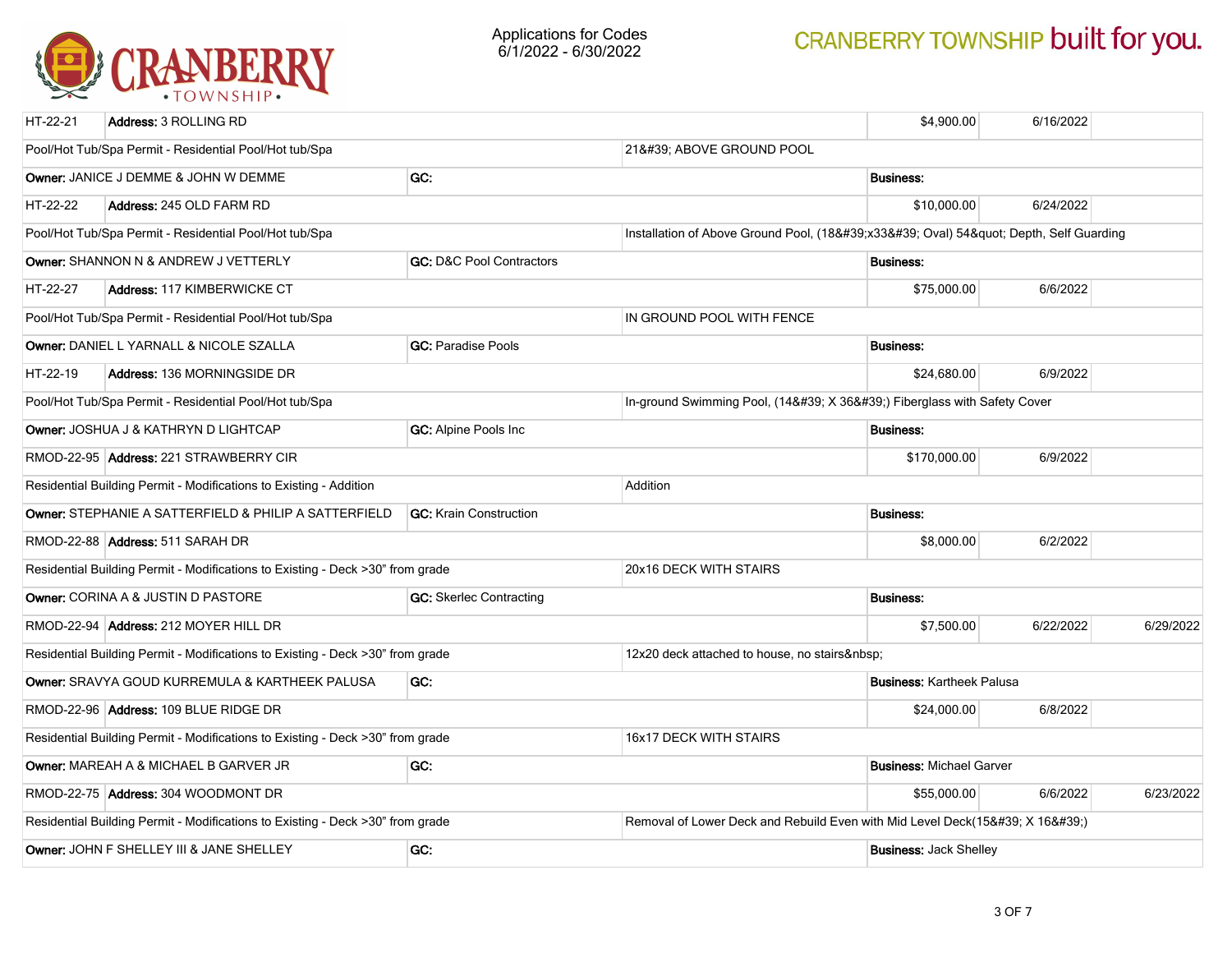Applications for Codes
6/1/2022 - 6/30/2022

| | | | | | |
|---|---|---|---|---|---|
| HT-22-21 | **Address:** 3 ROLLING RD | | $4,900.00 | 6/16/2022 | |
| Pool/Hot Tub/Spa Permit - Residential Pool/Hot tub/Spa | | 21&#39; ABOVE GROUND POOL | | | |
| **Owner:** JANICE J DEMME & JOHN W DEMME | **GC:** | | **Business:** | | |
| HT-22-22 | **Address:** 245 OLD FARM RD | | $10,000.00 | 6/24/2022 | |
| Pool/Hot Tub/Spa Permit - Residential Pool/Hot tub/Spa | | Installation of Above Ground Pool, (18&#39;x33&#39; Oval) 54&quot; Depth, Self Guarding | | | |
| **Owner:** SHANNON N & ANDREW J VETTERLY | **GC:** D&C Pool Contractors | | **Business:** | | |
| HT-22-27 | **Address:** 117 KIMBERWICKE CT | | $75,000.00 | 6/6/2022 | |
| Pool/Hot Tub/Spa Permit - Residential Pool/Hot tub/Spa | | IN GROUND POOL WITH FENCE | | | |
| **Owner:** DANIEL L YARNALL & NICOLE SZALLA | **GC:** Paradise Pools | | **Business:** | | |
| HT-22-19 | **Address:** 136 MORNINGSIDE DR | | $24,680.00 | 6/9/2022 | |
| Pool/Hot Tub/Spa Permit - Residential Pool/Hot tub/Spa | | In-ground Swimming Pool, (14&#39; X 36&#39;) Fiberglass with Safety Cover | | | |
| **Owner:** JOSHUA J & KATHRYN D LIGHTCAP | **GC:** Alpine Pools Inc | | **Business:** | | |
| RMOD-22-95 | **Address:** 221 STRAWBERRY CIR | | $170,000.00 | 6/9/2022 | |
| Residential Building Permit - Modifications to Existing - Addition | | Addition | | | |
| **Owner:** STEPHANIE A SATTERFIELD & PHILIP A SATTERFIELD | **GC:** Krain Construction | | **Business:** | | |
| RMOD-22-88 | **Address:** 511 SARAH DR | | $8,000.00 | 6/2/2022 | |
| Residential Building Permit - Modifications to Existing - Deck >30" from grade | | 20x16 DECK WITH STAIRS | | | |
| **Owner:** CORINA A & JUSTIN D PASTORE | **GC:** Skerlec Contracting | | **Business:** | | |
| RMOD-22-94 | **Address:** 212 MOYER HILL DR | | $7,500.00 | 6/22/2022 | 6/29/2022 |
| Residential Building Permit - Modifications to Existing - Deck >30" from grade | | 12x20 deck attached to house, no stairs&nbsp; | | | |
| **Owner:** SRAVYA GOUD KURREMULA & KARTHEEK PALUSA | **GC:** | | **Business:** Kartheek Palusa | | |
| RMOD-22-96 | **Address:** 109 BLUE RIDGE DR | | $24,000.00 | 6/8/2022 | |
| Residential Building Permit - Modifications to Existing - Deck >30" from grade | | 16x17 DECK WITH STAIRS | | | |
| **Owner:** MAREAH A & MICHAEL B GARVER JR | **GC:** | | **Business:** Michael Garver | | |
| RMOD-22-75 | **Address:** 304 WOODMONT DR | | $55,000.00 | 6/6/2022 | 6/23/2022 |
| Residential Building Permit - Modifications to Existing - Deck >30" from grade | | Removal of Lower Deck and Rebuild Even with Mid Level Deck(15&#39; X 16&#39;) | | | |
| **Owner:** JOHN F SHELLEY III & JANE SHELLEY | **GC:** | | **Business:** Jack Shelley | | |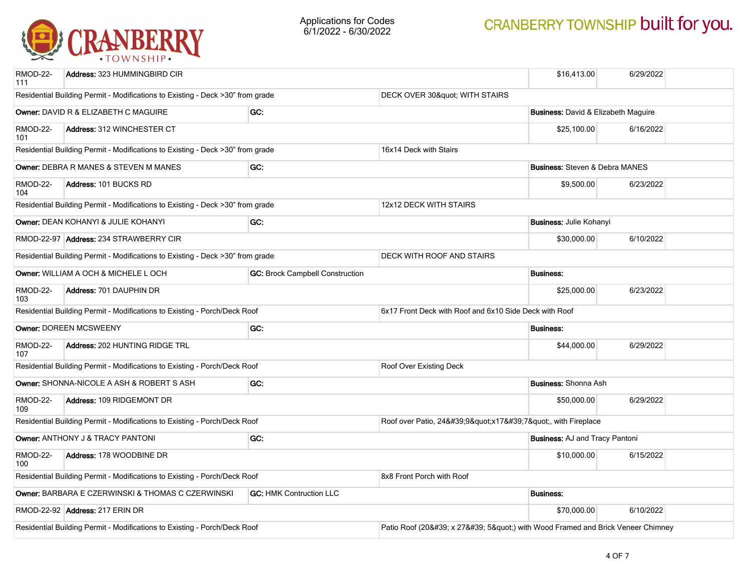Applications for Codes
6/1/2022 - 6/30/2022

| | | | | |
|---|---|---|---|---|
| RMOD-22-111 | **Address:** 323 HUMMINGBIRD CIR | | $16,413.00 | 6/29/2022 |
| Residential Building Permit - Modifications to Existing - Deck >30" from grade | | DECK OVER 30&quot; WITH STAIRS | | |
| **Owner:** DAVID R & ELIZABETH C MAGUIRE | **GC:** | | **Business:** David & Elizabeth Maguire | |
| RMOD-22-101 | **Address:** 312 WINCHESTER CT | | $25,100.00 | 6/16/2022 |
| Residential Building Permit - Modifications to Existing - Deck >30" from grade | | 16x14 Deck with Stairs | | |
| **Owner:** DEBRA R MANES & STEVEN M MANES | **GC:** | | **Business:** Steven & Debra MANES | |
| RMOD-22-104 | **Address:** 101 BUCKS RD | | $9,500.00 | 6/23/2022 |
| Residential Building Permit - Modifications to Existing - Deck >30" from grade | | 12x12 DECK WITH STAIRS | | |
| **Owner:** DEAN KOHANYI & JULIE KOHANYI | **GC:** | | **Business:** Julie Kohanyi | |
| RMOD-22-97 | **Address:** 234 STRAWBERRY CIR | | $30,000.00 | 6/10/2022 |
| Residential Building Permit - Modifications to Existing - Deck >30" from grade | | DECK WITH ROOF AND STAIRS | | |
| **Owner:** WILLIAM A OCH & MICHELE L OCH | **GC:** Brock Campbell Construction | | **Business:** | |
| RMOD-22-103 | **Address:** 701 DAUPHIN DR | | $25,000.00 | 6/23/2022 |
| Residential Building Permit - Modifications to Existing - Porch/Deck Roof | | 6x17 Front Deck with Roof and 6x10 Side Deck with Roof | | |
| **Owner:** DOREEN MCSWEENY | **GC:** | | **Business:** | |
| RMOD-22-107 | **Address:** 202 HUNTING RIDGE TRL | | $44,000.00 | 6/29/2022 |
| Residential Building Permit - Modifications to Existing - Porch/Deck Roof | | Roof Over Existing Deck | | |
| **Owner:** SHONNA-NICOLE A ASH & ROBERT S ASH | **GC:** | | **Business:** Shonna Ash | |
| RMOD-22-109 | **Address:** 109 RIDGEMONT DR | | $50,000.00 | 6/29/2022 |
| Residential Building Permit - Modifications to Existing - Porch/Deck Roof | | Roof over Patio, 24&#39;9&quot;x17&#39;7&quot;, with Fireplace | | |
| **Owner:** ANTHONY J & TRACY PANTONI | **GC:** | | **Business:** AJ and Tracy Pantoni | |
| RMOD-22-100 | **Address:** 178 WOODBINE DR | | $10,000.00 | 6/15/2022 |
| Residential Building Permit - Modifications to Existing - Porch/Deck Roof | | 8x8 Front Porch with Roof | | |
| **Owner:** BARBARA E CZERWINSKI & THOMAS C CZERWINSKI | **GC:** HMK Contruction LLC | | **Business:** | |
| RMOD-22-92 | **Address:** 217 ERIN DR | | $70,000.00 | 6/10/2022 |
| Residential Building Permit - Modifications to Existing - Porch/Deck Roof | | Patio Roof (20&#39; x 27&#39; 5&quot;) with Wood Framed and Brick Veneer Chimney | | |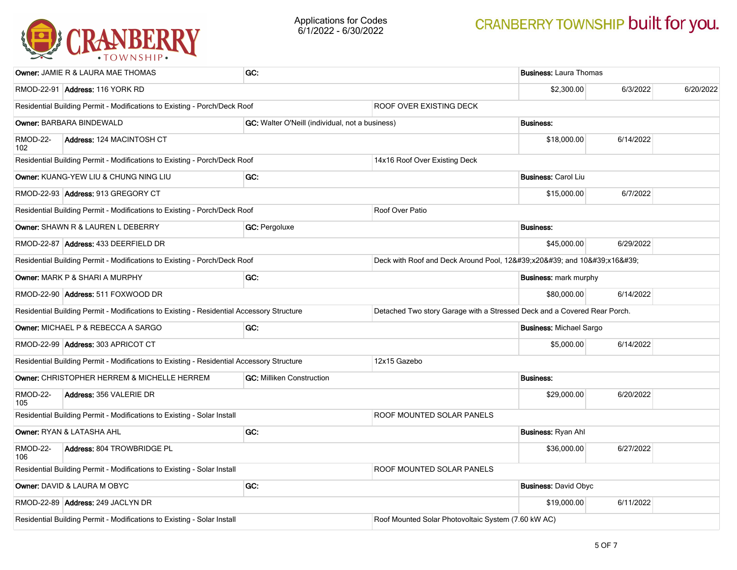Applications for Codes
6/1/2022 - 6/30/2022

| | | | | | |
|---|---|---|---|---|---|
| **Owner:** JAMIE R & LAURA MAE THOMAS | **GC:** | | **Business:** Laura Thomas | | |
| RMOD-22-91 | **Address:** 116 YORK RD | | $2,300.00 | 6/3/2022 | 6/20/2022 |
| Residential Building Permit - Modifications to Existing - Porch/Deck Roof | | ROOF OVER EXISTING DECK | | | |
| **Owner:** BARBARA BINDEWALD | **GC:** Walter O'Neill (individual, not a business) | | **Business:** | | |
| RMOD-22-102 | **Address:** 124 MACINTOSH CT | | $18,000.00 | 6/14/2022 | |
| Residential Building Permit - Modifications to Existing - Porch/Deck Roof | | 14x16 Roof Over Existing Deck | | | |
| **Owner:** KUANG-YEW LIU & CHUNG NING LIU | **GC:** | | **Business:** Carol Liu | | |
| RMOD-22-93 | **Address:** 913 GREGORY CT | | $15,000.00 | 6/7/2022 | |
| Residential Building Permit - Modifications to Existing - Porch/Deck Roof | | Roof Over Patio | | | |
| **Owner:** SHAWN R & LAUREN L DEBERRY | **GC:** Pergoluxe | | **Business:** | | |
| RMOD-22-87 | **Address:** 433 DEERFIELD DR | | $45,000.00 | 6/29/2022 | |
| Residential Building Permit - Modifications to Existing - Porch/Deck Roof | | Deck with Roof and Deck Around Pool, 12&#39;x20&#39; and 10&#39;x16&#39; | | | |
| **Owner:** MARK P & SHARI A MURPHY | **GC:** | | **Business:** mark murphy | | |
| RMOD-22-90 | **Address:** 511 FOXWOOD DR | | $80,000.00 | 6/14/2022 | |
| Residential Building Permit - Modifications to Existing - Residential Accessory Structure | | Detached Two story Garage with a Stressed Deck and a Covered Rear Porch. | | | |
| **Owner:** MICHAEL P & REBECCA A SARGO | **GC:** | | **Business:** Michael Sargo | | |
| RMOD-22-99 | **Address:** 303 APRICOT CT | | $5,000.00 | 6/14/2022 | |
| Residential Building Permit - Modifications to Existing - Residential Accessory Structure | | 12x15 Gazebo | | | |
| **Owner:** CHRISTOPHER HERREM & MICHELLE HERREM | **GC:** Milliken Construction | | **Business:** | | |
| RMOD-22-105 | **Address:** 356 VALERIE DR | | $29,000.00 | 6/20/2022 | |
| Residential Building Permit - Modifications to Existing - Solar Install | | ROOF MOUNTED SOLAR PANELS | | | |
| **Owner:** RYAN & LATASHA AHL | **GC:** | | **Business:** Ryan Ahl | | |
| RMOD-22-106 | **Address:** 804 TROWBRIDGE PL | | $36,000.00 | 6/27/2022 | |
| Residential Building Permit - Modifications to Existing - Solar Install | | ROOF MOUNTED SOLAR PANELS | | | |
| **Owner:** DAVID & LAURA M OBYC | **GC:** | | **Business:** David Obyc | | |
| RMOD-22-89 | **Address:** 249 JACLYN DR | | $19,000.00 | 6/11/2022 | |
| Residential Building Permit - Modifications to Existing - Solar Install | | Roof Mounted Solar Photovoltaic System (7.60 kW AC) | | | |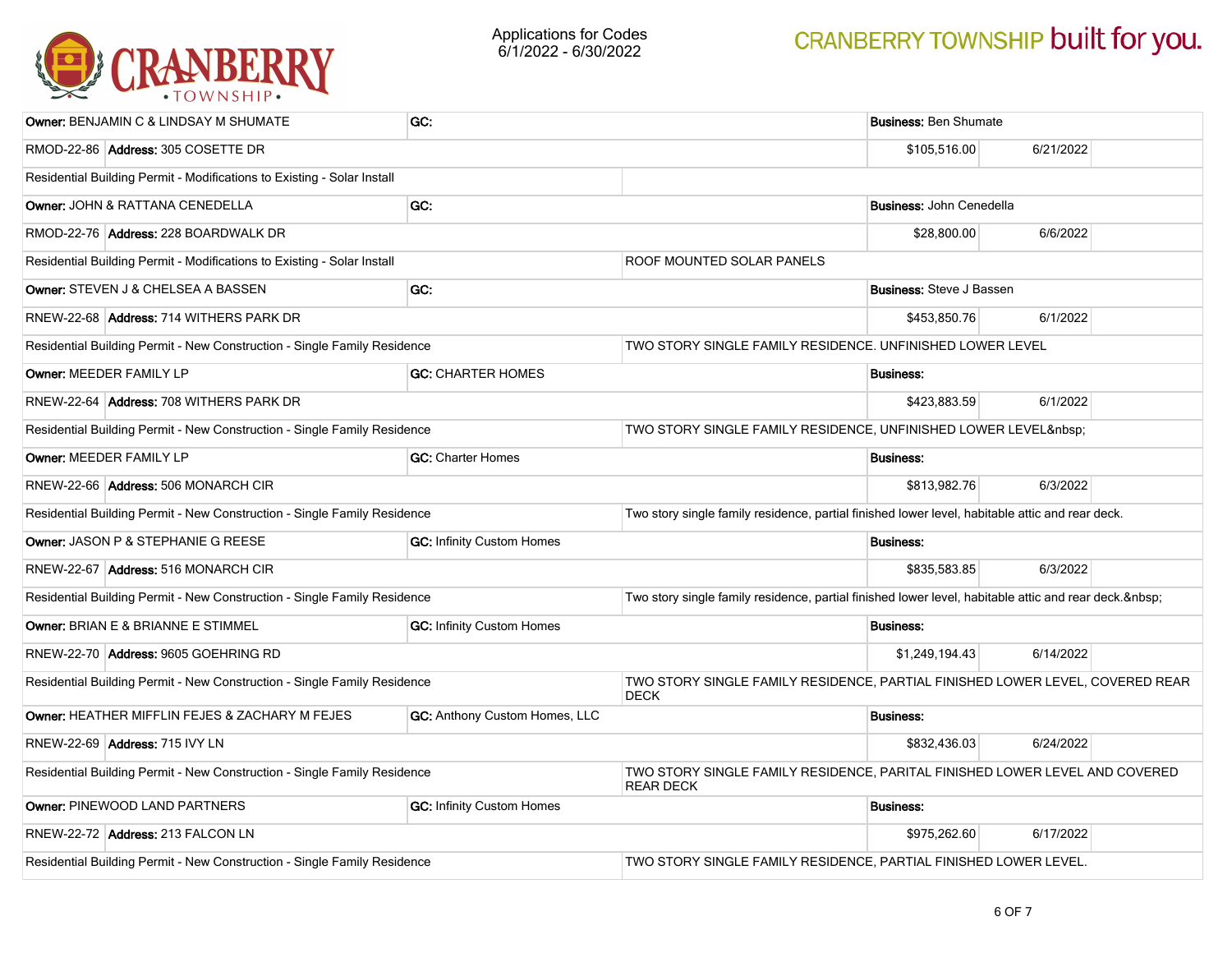Applications for Codes
6/1/2022 - 6/30/2022

CRANBERRY TOWNSHIP built for you.

| | | | | |
|---|---|---|---|---|
| **Owner:** BENJAMIN C & LINDSAY M SHUMATE | **GC:** | | **Business:** Ben Shumate | |
| RMOD-22-86 | **Address:** 305 COSETTE DR | | $105,516.00 | 6/21/2022 |
| Residential Building Permit - Modifications to Existing - Solar Install | | | | |
| **Owner:** JOHN & RATTANA CENEDELLA | **GC:** | | **Business:** John Cenedella | |
| RMOD-22-76 | **Address:** 228 BOARDWALK DR | | $28,800.00 | 6/6/2022 |
| Residential Building Permit - Modifications to Existing - Solar Install | | ROOF MOUNTED SOLAR PANELS | | |
| **Owner:** STEVEN J & CHELSEA A BASSEN | **GC:** | | **Business:** Steve J Bassen | |
| RNEW-22-68 | **Address:** 714 WITHERS PARK DR | | $453,850.76 | 6/1/2022 |
| Residential Building Permit - New Construction - Single Family Residence | | TWO STORY SINGLE FAMILY RESIDENCE. UNFINISHED LOWER LEVEL | | |
| **Owner:** MEEDER FAMILY LP | **GC:** CHARTER HOMES | | **Business:** | |
| RNEW-22-64 | **Address:** 708 WITHERS PARK DR | | $423,883.59 | 6/1/2022 |
| Residential Building Permit - New Construction - Single Family Residence | | TWO STORY SINGLE FAMILY RESIDENCE, UNFINISHED LOWER LEVEL&nbsp; | | |
| **Owner:** MEEDER FAMILY LP | **GC:** Charter Homes | | **Business:** | |
| RNEW-22-66 | **Address:** 506 MONARCH CIR | | $813,982.76 | 6/3/2022 |
| Residential Building Permit - New Construction - Single Family Residence | | Two story single family residence, partial finished lower level, habitable attic and rear deck. | | |
| **Owner:** JASON P & STEPHANIE G REESE | **GC:** Infinity Custom Homes | | **Business:** | |
| RNEW-22-67 | **Address:** 516 MONARCH CIR | | $835,583.85 | 6/3/2022 |
| Residential Building Permit - New Construction - Single Family Residence | | Two story single family residence, partial finished lower level, habitable attic and rear deck.&nbsp; | | |
| **Owner:** BRIAN E & BRIANNE E STIMMEL | **GC:** Infinity Custom Homes | | **Business:** | |
| RNEW-22-70 | **Address:** 9605 GOEHRING RD | | $1,249,194.43 | 6/14/2022 |
| Residential Building Permit - New Construction - Single Family Residence | | TWO STORY SINGLE FAMILY RESIDENCE, PARTIAL FINISHED LOWER LEVEL, COVERED REAR DECK | | |
| **Owner:** HEATHER MIFFLIN FEJES & ZACHARY M FEJES | **GC:** Anthony Custom Homes, LLC | | **Business:** | |
| RNEW-22-69 | **Address:** 715 IVY LN | | $832,436.03 | 6/24/2022 |
| Residential Building Permit - New Construction - Single Family Residence | | TWO STORY SINGLE FAMILY RESIDENCE, PARITAL FINISHED LOWER LEVEL AND COVERED REAR DECK | | |
| **Owner:** PINEWOOD LAND PARTNERS | **GC:** Infinity Custom Homes | | **Business:** | |
| RNEW-22-72 | **Address:** 213 FALCON LN | | $975,262.60 | 6/17/2022 |
| Residential Building Permit - New Construction - Single Family Residence | | TWO STORY SINGLE FAMILY RESIDENCE, PARTIAL FINISHED LOWER LEVEL. | | |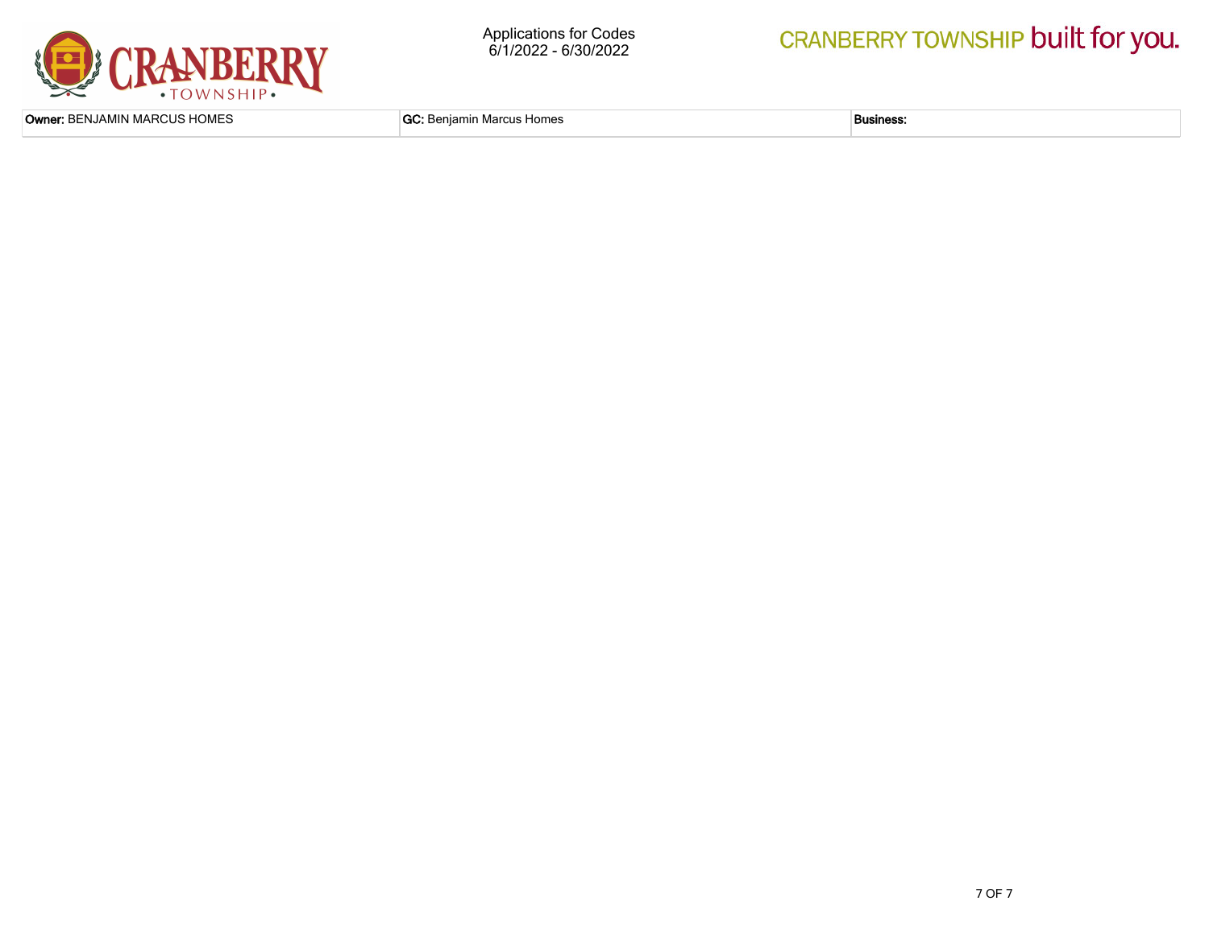| Owner: BENJAMIN MARCUS HOMES | GC: Benjamin Marcus Homes | Business: |
| --- | --- | --- |